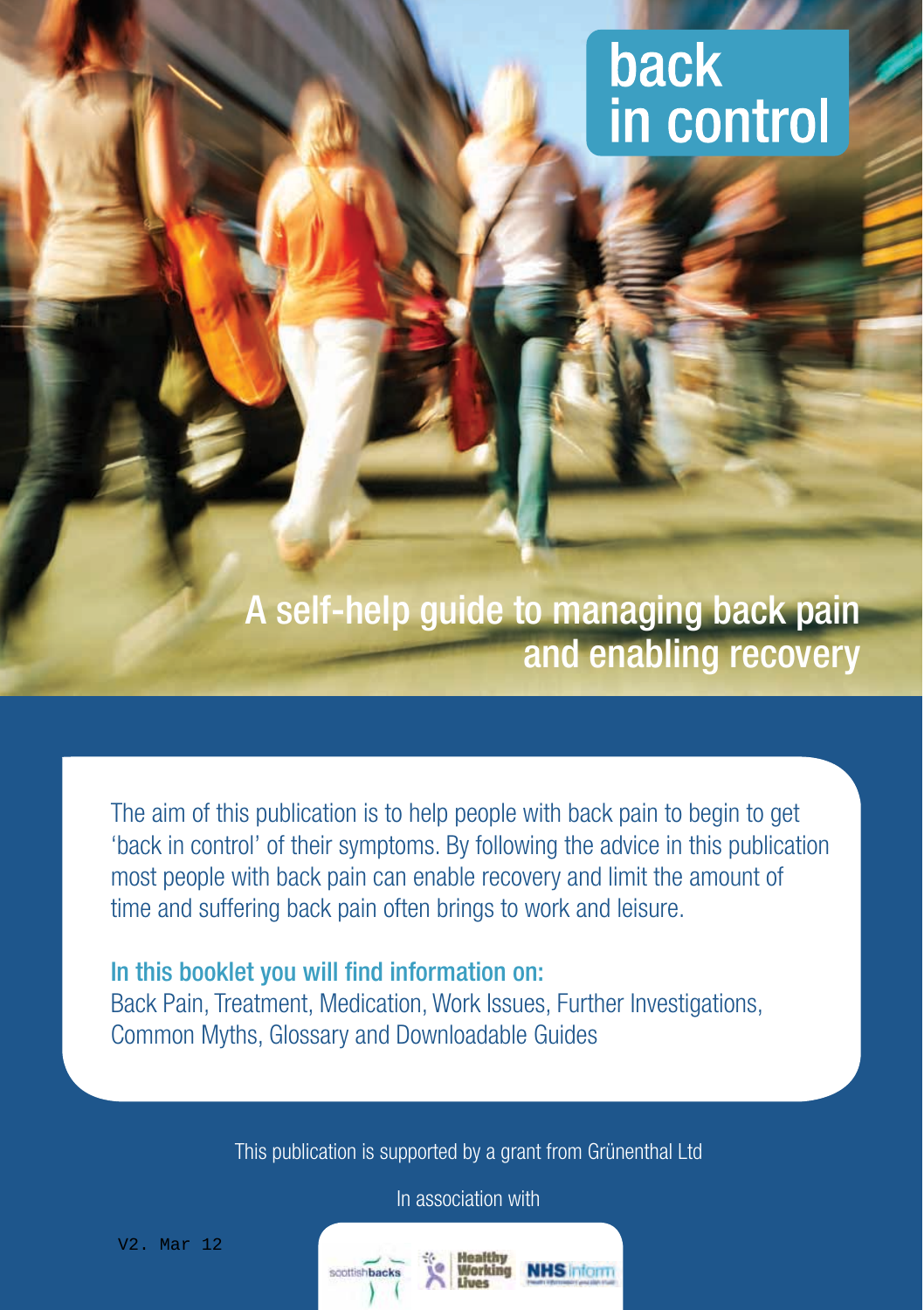# back in control

## A self-help guide to managing back pain and enabling recovery

The aim of this publication is to help people with back pain to begin to get 'back in control' of their symptoms. By following the advice in this publication most people with back pain can enable recovery and limit the amount of time and suffering back pain often brings to work and leisure.

**In this booklet you will find information on:**
Back Pain, Treatment, Medication, Work Issues, Further Investigations, Common Myths, Glossary and Downloadable Guides

This publication is supported by a grant from Grünenthal Ltd

In association with

scottishbacks | Healthy Working Lives | NHS inform

V2. Mar 12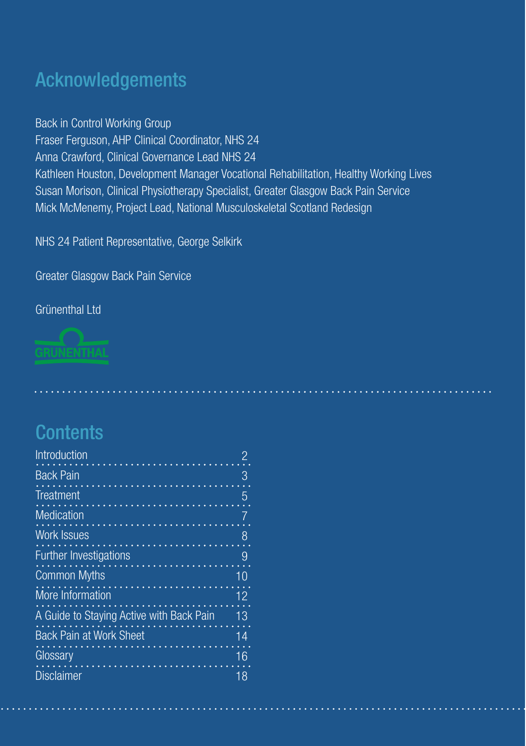## Acknowledgements

Back in Control Working Group
Fraser Ferguson, AHP Clinical Coordinator, NHS 24
Anna Crawford, Clinical Governance Lead NHS 24
Kathleen Houston, Development Manager Vocational Rehabilitation, Healthy Working Lives
Susan Morison, Clinical Physiotherapy Specialist, Greater Glasgow Back Pain Service
Mick McMenemy, Project Lead, National Musculoskeletal Scotland Redesign

NHS 24 Patient Representative, George Selkirk

Greater Glasgow Back Pain Service

Grünenthal Ltd

GRÜNENTHAL

## Contents

| | |
|---|---|
| Introduction | 2 |
| Back Pain | 3 |
| Treatment | 5 |
| Medication | 7 |
| Work Issues | 8 |
| Further Investigations | 9 |
| Common Myths | 10 |
| More Information | 12 |
| A Guide to Staying Active with Back Pain | 13 |
| Back Pain at Work Sheet | 14 |
| Glossary | 16 |
| Disclaimer | 18 |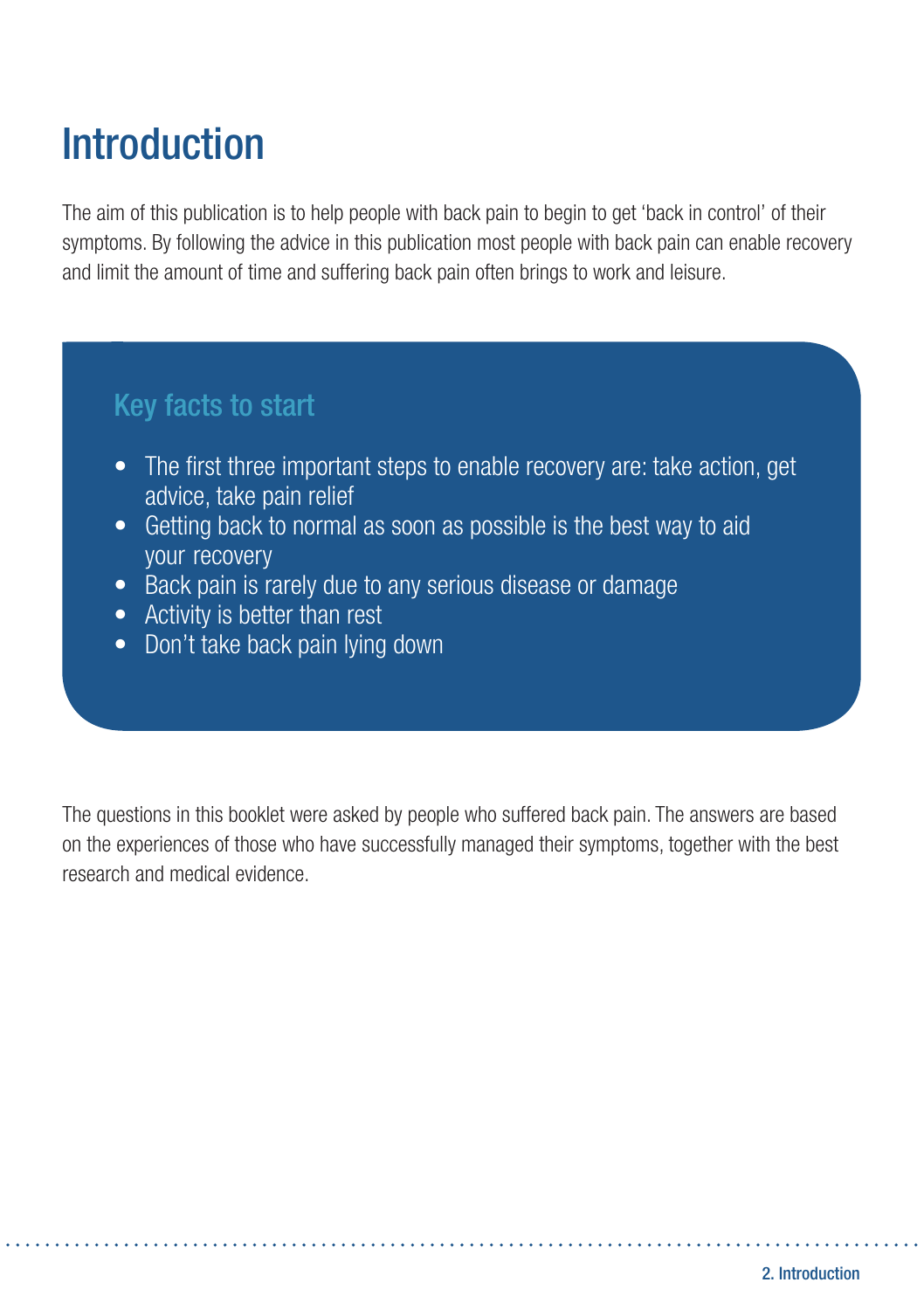# Introduction

The aim of this publication is to help people with back pain to begin to get 'back in control' of their symptoms. By following the advice in this publication most people with back pain can enable recovery and limit the amount of time and suffering back pain often brings to work and leisure.

## Key facts to start

- The first three important steps to enable recovery are: take action, get advice, take pain relief
- Getting back to normal as soon as possible is the best way to aid your recovery
- Back pain is rarely due to any serious disease or damage
- Activity is better than rest
- Don't take back pain lying down

The questions in this booklet were asked by people who suffered back pain. The answers are based on the experiences of those who have successfully managed their symptoms, together with the best research and medical evidence.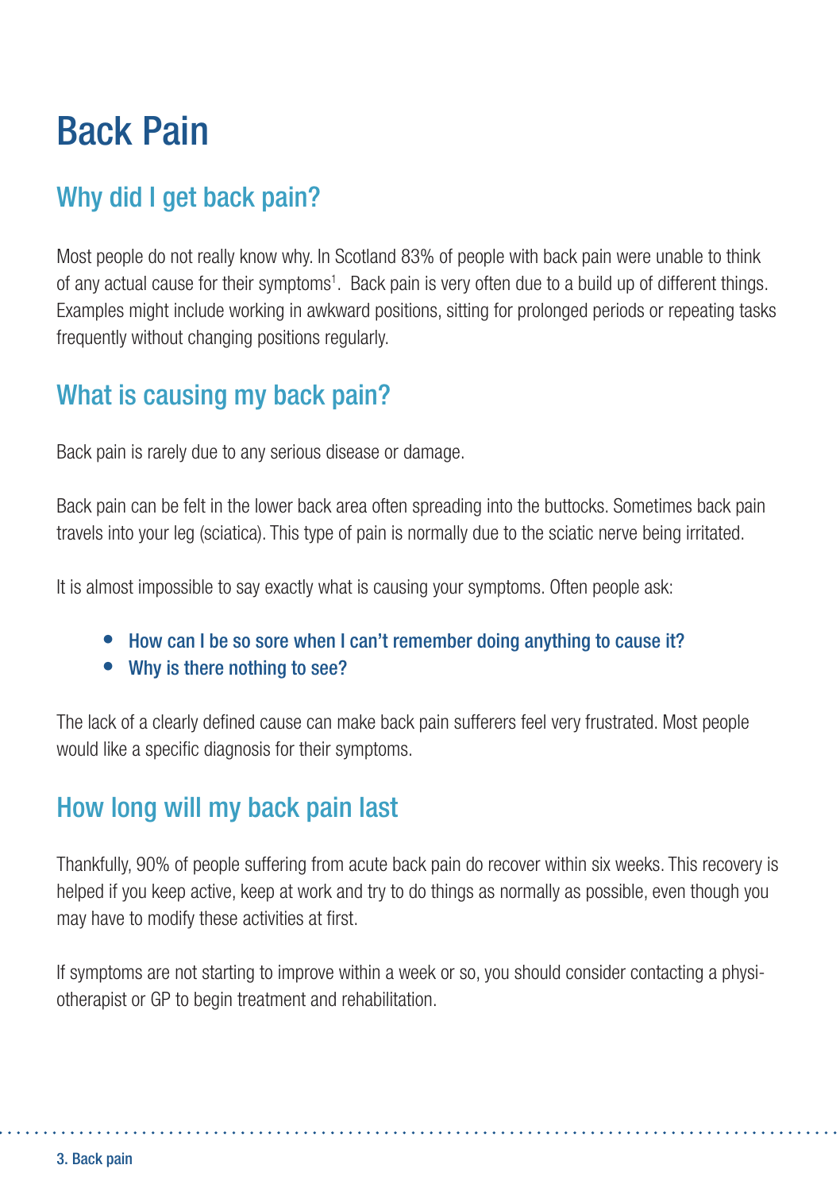# Back Pain

## Why did I get back pain?

Most people do not really know why. In Scotland 83% of people with back pain were unable to think of any actual cause for their symptoms[1]. Back pain is very often due to a build up of different things. Examples might include working in awkward positions, sitting for prolonged periods or repeating tasks frequently without changing positions regularly.

## What is causing my back pain?

Back pain is rarely due to any serious disease or damage.

Back pain can be felt in the lower back area often spreading into the buttocks. Sometimes back pain travels into your leg (sciatica). This type of pain is normally due to the sciatic nerve being irritated.

It is almost impossible to say exactly what is causing your symptoms. Often people ask:

- How can I be so sore when I can't remember doing anything to cause it?
- Why is there nothing to see?

The lack of a clearly defined cause can make back pain sufferers feel very frustrated. Most people would like a specific diagnosis for their symptoms.

## How long will my back pain last

Thankfully, 90% of people suffering from acute back pain do recover within six weeks. This recovery is helped if you keep active, keep at work and try to do things as normally as possible, even though you may have to modify these activities at first.

If symptoms are not starting to improve within a week or so, you should consider contacting a physiotherapist or GP to begin treatment and rehabilitation.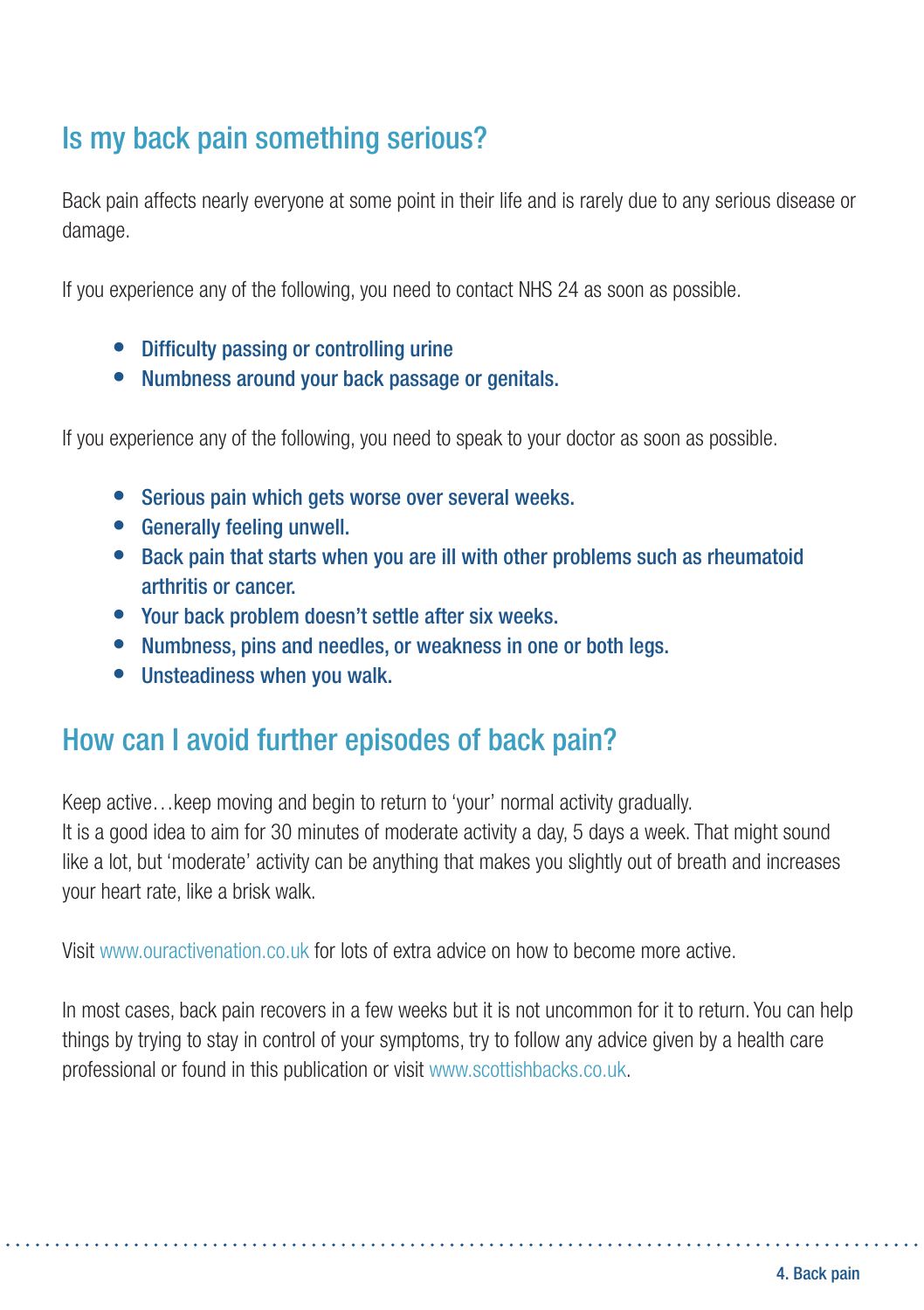## Is my back pain something serious?

Back pain affects nearly everyone at some point in their life and is rarely due to any serious disease or damage.

If you experience any of the following, you need to contact NHS 24 as soon as possible.

- **Difficulty passing or controlling urine**
- **Numbness around your back passage or genitals.**

If you experience any of the following, you need to speak to your doctor as soon as possible.

- **Serious pain which gets worse over several weeks.**
- **Generally feeling unwell.**
- **Back pain that starts when you are ill with other problems such as rheumatoid arthritis or cancer.**
- **Your back problem doesn't settle after six weeks.**
- **Numbness, pins and needles, or weakness in one or both legs.**
- **Unsteadiness when you walk.**

## How can I avoid further episodes of back pain?

Keep active…keep moving and begin to return to 'your' normal activity gradually.
It is a good idea to aim for 30 minutes of moderate activity a day, 5 days a week. That might sound like a lot, but 'moderate' activity can be anything that makes you slightly out of breath and increases your heart rate, like a brisk walk.

Visit www.ouractivenation.co.uk for lots of extra advice on how to become more active.

In most cases, back pain recovers in a few weeks but it is not uncommon for it to return. You can help things by trying to stay in control of your symptoms, try to follow any advice given by a health care professional or found in this publication or visit www.scottishbacks.co.uk.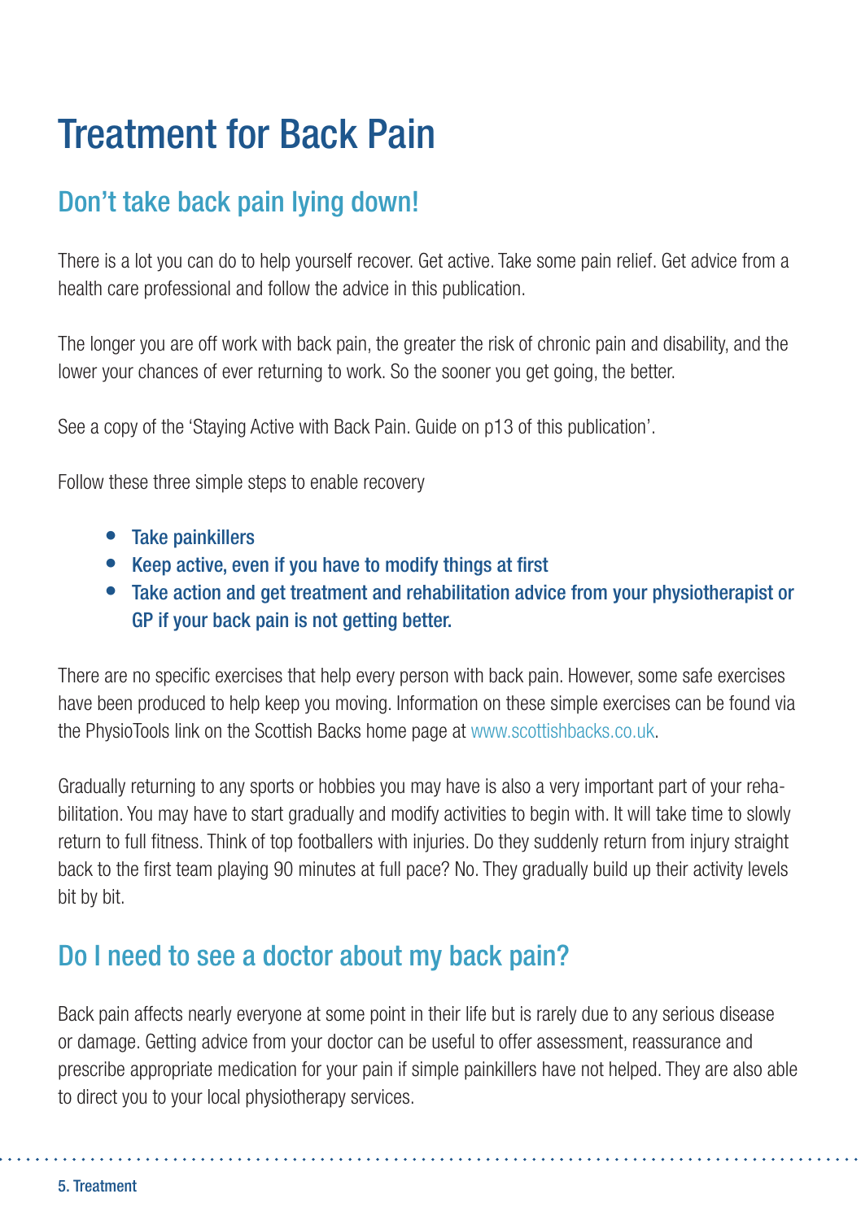# Treatment for Back Pain

## Don't take back pain lying down!

There is a lot you can do to help yourself recover. Get active. Take some pain relief. Get advice from a health care professional and follow the advice in this publication.

The longer you are off work with back pain, the greater the risk of chronic pain and disability, and the lower your chances of ever returning to work. So the sooner you get going, the better.

See a copy of the 'Staying Active with Back Pain. Guide on p13 of this publication'.

Follow these three simple steps to enable recovery

- **Take painkillers**
- **Keep active, even if you have to modify things at first**
- **Take action and get treatment and rehabilitation advice from your physiotherapist or GP if your back pain is not getting better.**

There are no specific exercises that help every person with back pain. However, some safe exercises have been produced to help keep you moving. Information on these simple exercises can be found via the PhysioTools link on the Scottish Backs home page at www.scottishbacks.co.uk.

Gradually returning to any sports or hobbies you may have is also a very important part of your rehabilitation. You may have to start gradually and modify activities to begin with. It will take time to slowly return to full fitness. Think of top footballers with injuries. Do they suddenly return from injury straight back to the first team playing 90 minutes at full pace? No. They gradually build up their activity levels bit by bit.

## Do I need to see a doctor about my back pain?

Back pain affects nearly everyone at some point in their life but is rarely due to any serious disease or damage. Getting advice from your doctor can be useful to offer assessment, reassurance and prescribe appropriate medication for your pain if simple painkillers have not helped. They are also able to direct you to your local physiotherapy services.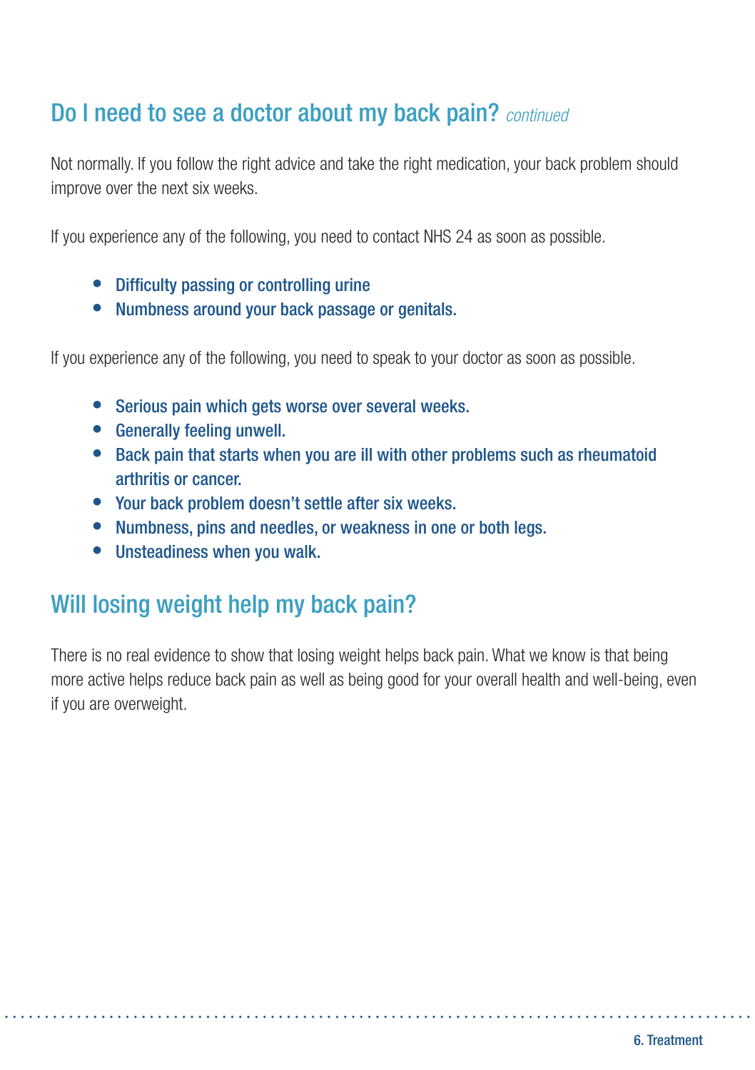## Do I need to see a doctor about my back pain? *continued*

Not normally. If you follow the right advice and take the right medication, your back problem should improve over the next six weeks.

If you experience any of the following, you need to contact NHS 24 as soon as possible.

- **Difficulty passing or controlling urine**
- **Numbness around your back passage or genitals.**

If you experience any of the following, you need to speak to your doctor as soon as possible.

- **Serious pain which gets worse over several weeks.**
- **Generally feeling unwell.**
- **Back pain that starts when you are ill with other problems such as rheumatoid arthritis or cancer.**
- **Your back problem doesn't settle after six weeks.**
- **Numbness, pins and needles, or weakness in one or both legs.**
- **Unsteadiness when you walk.**

## Will losing weight help my back pain?

There is no real evidence to show that losing weight helps back pain. What we know is that being more active helps reduce back pain as well as being good for your overall health and well-being, even if you are overweight.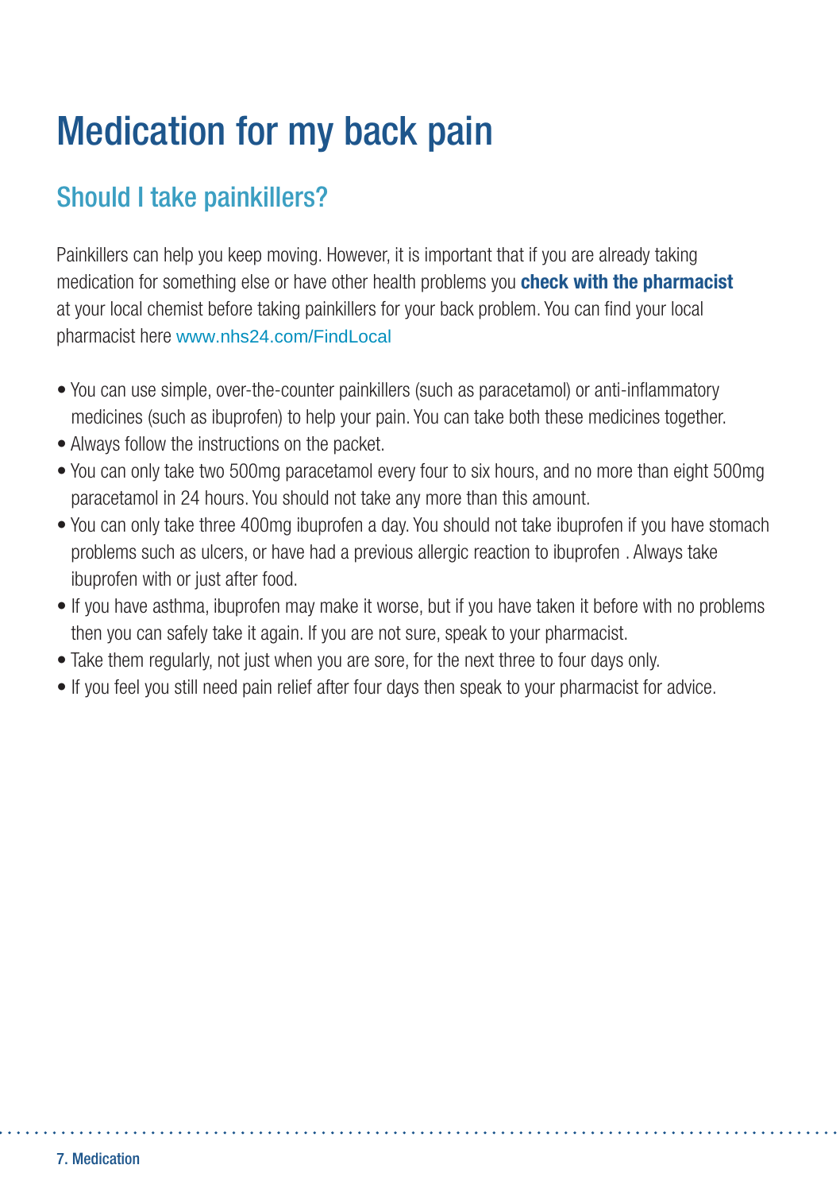# Medication for my back pain

## Should I take painkillers?

Painkillers can help you keep moving. However, it is important that if you are already taking medication for something else or have other health problems you **check with the pharmacist** at your local chemist before taking painkillers for your back problem. You can find your local pharmacist here www.nhs24.com/FindLocal

- You can use simple, over-the-counter painkillers (such as paracetamol) or anti-inflammatory medicines (such as ibuprofen) to help your pain. You can take both these medicines together.
- Always follow the instructions on the packet.
- You can only take two 500mg paracetamol every four to six hours, and no more than eight 500mg paracetamol in 24 hours. You should not take any more than this amount.
- You can only take three 400mg ibuprofen a day. You should not take ibuprofen if you have stomach problems such as ulcers, or have had a previous allergic reaction to ibuprofen . Always take ibuprofen with or just after food.
- If you have asthma, ibuprofen may make it worse, but if you have taken it before with no problems then you can safely take it again. If you are not sure, speak to your pharmacist.
- Take them regularly, not just when you are sore, for the next three to four days only.
- If you feel you still need pain relief after four days then speak to your pharmacist for advice.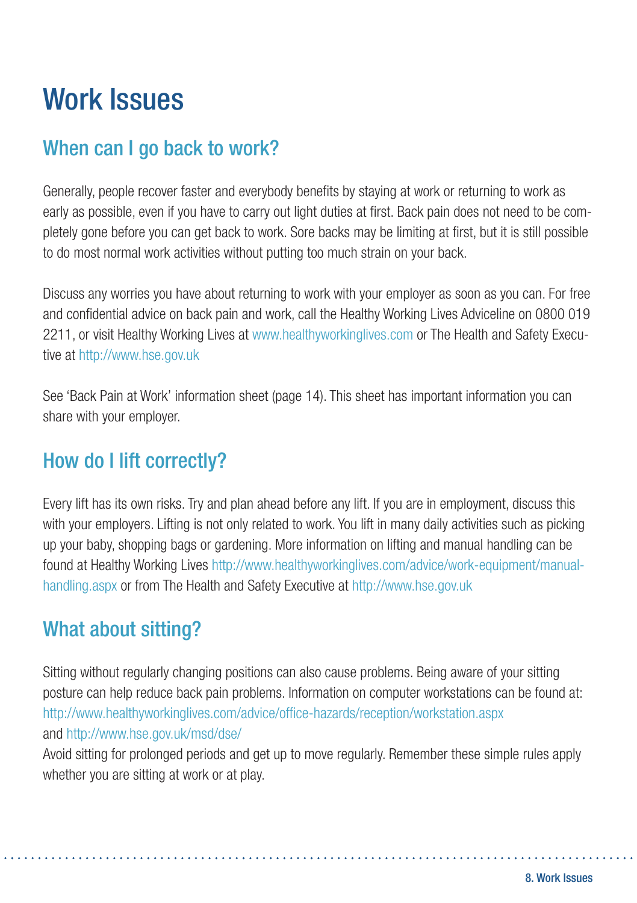# Work Issues

## When can I go back to work?

Generally, people recover faster and everybody benefits by staying at work or returning to work as early as possible, even if you have to carry out light duties at first. Back pain does not need to be completely gone before you can get back to work. Sore backs may be limiting at first, but it is still possible to do most normal work activities without putting too much strain on your back.

Discuss any worries you have about returning to work with your employer as soon as you can. For free and confidential advice on back pain and work, call the Healthy Working Lives Adviceline on 0800 019 2211, or visit Healthy Working Lives at www.healthyworkinglives.com or The Health and Safety Executive at http://www.hse.gov.uk

See 'Back Pain at Work' information sheet (page 14). This sheet has important information you can share with your employer.

## How do I lift correctly?

Every lift has its own risks. Try and plan ahead before any lift. If you are in employment, discuss this with your employers. Lifting is not only related to work. You lift in many daily activities such as picking up your baby, shopping bags or gardening. More information on lifting and manual handling can be found at Healthy Working Lives http://www.healthyworkinglives.com/advice/work-equipment/manual-handling.aspx or from The Health and Safety Executive at http://www.hse.gov.uk

## What about sitting?

Sitting without regularly changing positions can also cause problems. Being aware of your sitting posture can help reduce back pain problems. Information on computer workstations can be found at:
http://www.healthyworkinglives.com/advice/office-hazards/reception/workstation.aspx
and http://www.hse.gov.uk/msd/dse/
Avoid sitting for prolonged periods and get up to move regularly. Remember these simple rules apply whether you are sitting at work or at play.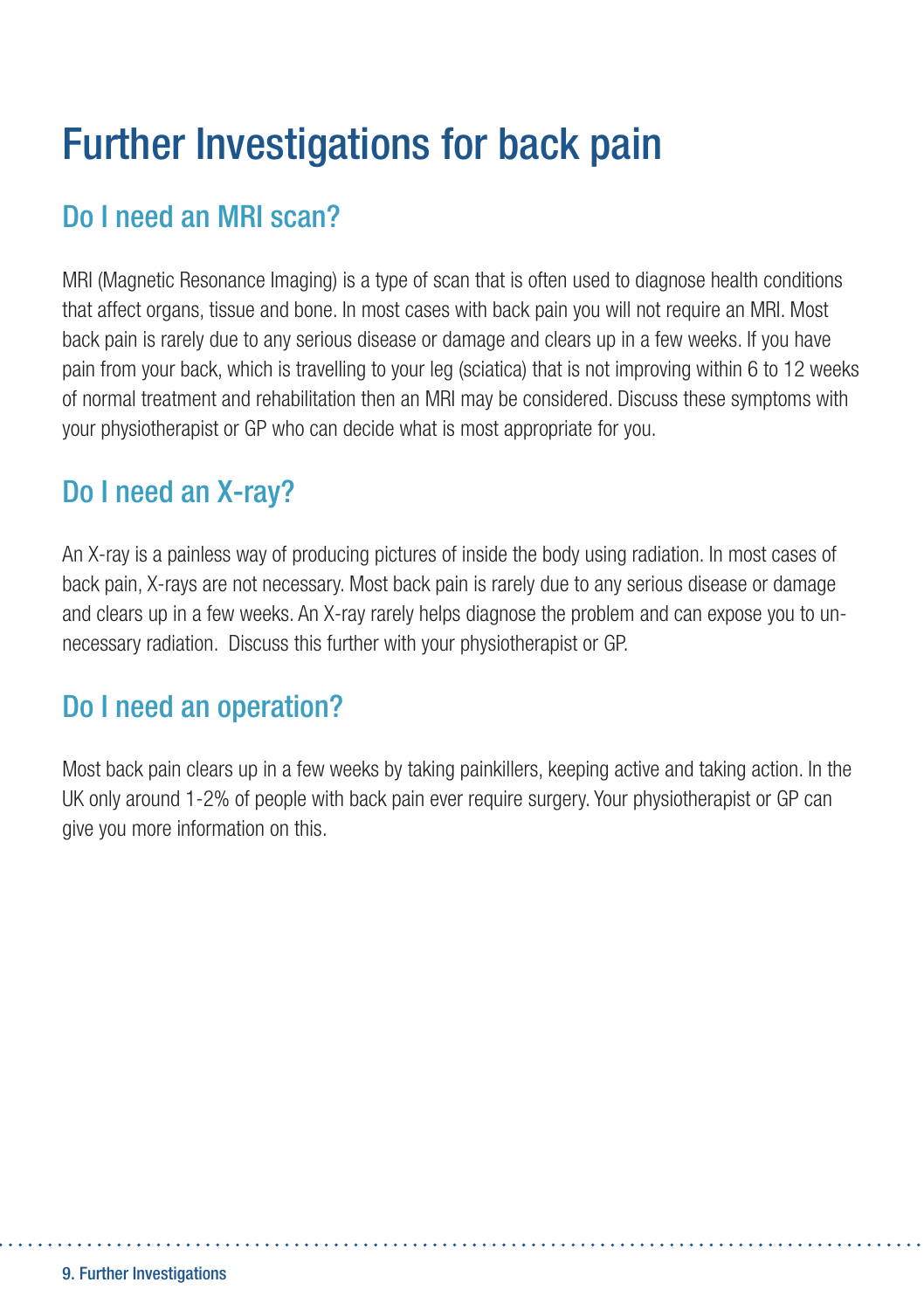# Further Investigations for back pain

## Do I need an MRI scan?

MRI (Magnetic Resonance Imaging) is a type of scan that is often used to diagnose health conditions that affect organs, tissue and bone. In most cases with back pain you will not require an MRI. Most back pain is rarely due to any serious disease or damage and clears up in a few weeks. If you have pain from your back, which is travelling to your leg (sciatica) that is not improving within 6 to 12 weeks of normal treatment and rehabilitation then an MRI may be considered. Discuss these symptoms with your physiotherapist or GP who can decide what is most appropriate for you.

## Do I need an X-ray?

An X-ray is a painless way of producing pictures of inside the body using radiation. In most cases of back pain, X-rays are not necessary. Most back pain is rarely due to any serious disease or damage and clears up in a few weeks. An X-ray rarely helps diagnose the problem and can expose you to unnecessary radiation. Discuss this further with your physiotherapist or GP.

## Do I need an operation?

Most back pain clears up in a few weeks by taking painkillers, keeping active and taking action. In the UK only around 1-2% of people with back pain ever require surgery. Your physiotherapist or GP can give you more information on this.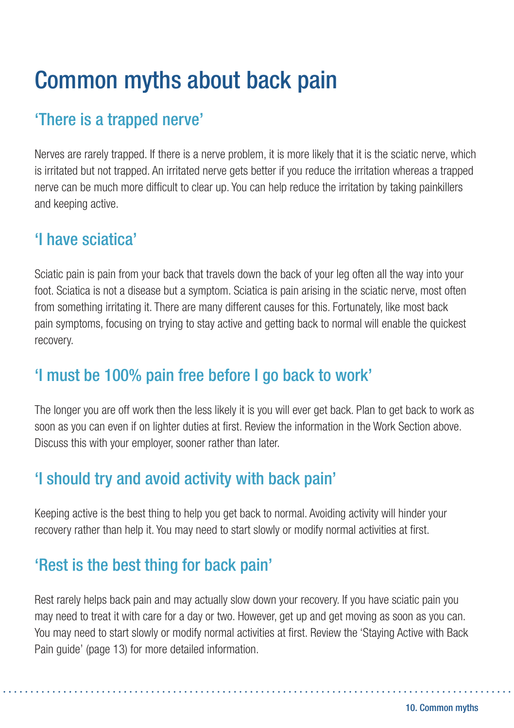# Common myths about back pain

## ‘There is a trapped nerve’

Nerves are rarely trapped. If there is a nerve problem, it is more likely that it is the sciatic nerve, which is irritated but not trapped. An irritated nerve gets better if you reduce the irritation whereas a trapped nerve can be much more difficult to clear up. You can help reduce the irritation by taking painkillers and keeping active.

## ‘I have sciatica’

Sciatic pain is pain from your back that travels down the back of your leg often all the way into your foot. Sciatica is not a disease but a symptom. Sciatica is pain arising in the sciatic nerve, most often from something irritating it. There are many different causes for this. Fortunately, like most back pain symptoms, focusing on trying to stay active and getting back to normal will enable the quickest recovery.

## ‘I must be 100% pain free before I go back to work’

The longer you are off work then the less likely it is you will ever get back. Plan to get back to work as soon as you can even if on lighter duties at first. Review the information in the Work Section above. Discuss this with your employer, sooner rather than later.

## ‘I should try and avoid activity with back pain’

Keeping active is the best thing to help you get back to normal. Avoiding activity will hinder your recovery rather than help it. You may need to start slowly or modify normal activities at first.

## ‘Rest is the best thing for back pain’

Rest rarely helps back pain and may actually slow down your recovery. If you have sciatic pain you may need to treat it with care for a day or two. However, get up and get moving as soon as you can. You may need to start slowly or modify normal activities at first. Review the ‘Staying Active with Back Pain guide’ (page 13) for more detailed information.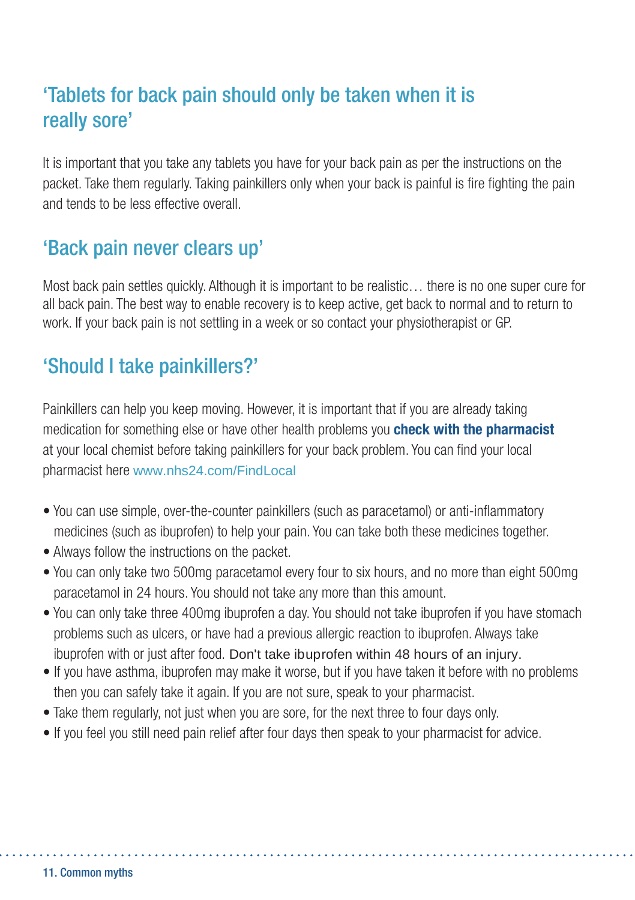## ‘Tablets for back pain should only be taken when it is really sore’

It is important that you take any tablets you have for your back pain as per the instructions on the packet. Take them regularly. Taking painkillers only when your back is painful is fire fighting the pain and tends to be less effective overall.

## ‘Back pain never clears up’

Most back pain settles quickly. Although it is important to be realistic… there is no one super cure for all back pain. The best way to enable recovery is to keep active, get back to normal and to return to work. If your back pain is not settling in a week or so contact your physiotherapist or GP.

## ‘Should I take painkillers?’

Painkillers can help you keep moving. However, it is important that if you are already taking medication for something else or have other health problems you **check with the pharmacist** at your local chemist before taking painkillers for your back problem. You can find your local pharmacist here www.nhs24.com/FindLocal

- You can use simple, over-the-counter painkillers (such as paracetamol) or anti-inflammatory medicines (such as ibuprofen) to help your pain. You can take both these medicines together.
- Always follow the instructions on the packet.
- You can only take two 500mg paracetamol every four to six hours, and no more than eight 500mg paracetamol in 24 hours. You should not take any more than this amount.
- You can only take three 400mg ibuprofen a day. You should not take ibuprofen if you have stomach problems such as ulcers, or have had a previous allergic reaction to ibuprofen. Always take ibuprofen with or just after food. Don't take ibuprofen within 48 hours of an injury.
- If you have asthma, ibuprofen may make it worse, but if you have taken it before with no problems then you can safely take it again. If you are not sure, speak to your pharmacist.
- Take them regularly, not just when you are sore, for the next three to four days only.
- If you feel you still need pain relief after four days then speak to your pharmacist for advice.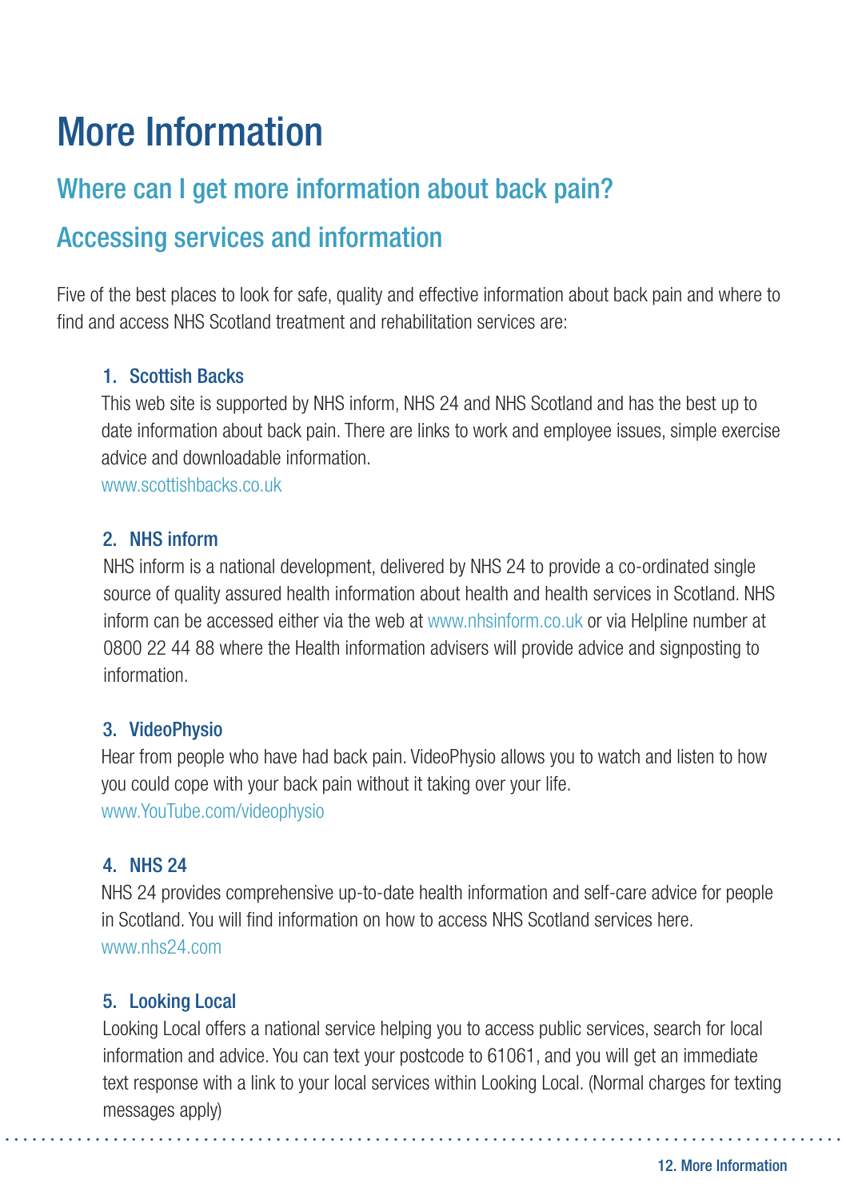# More Information

## Where can I get more information about back pain?

## Accessing services and information

Five of the best places to look for safe, quality and effective information about back pain and where to find and access NHS Scotland treatment and rehabilitation services are:

1. **Scottish Backs**
   This web site is supported by NHS inform, NHS 24 and NHS Scotland and has the best up to date information about back pain. There are links to work and employee issues, simple exercise advice and downloadable information.
   www.scottishbacks.co.uk

2. **NHS inform**
   NHS inform is a national development, delivered by NHS 24 to provide a co-ordinated single source of quality assured health information about health and health services in Scotland. NHS inform can be accessed either via the web at www.nhsinform.co.uk or via Helpline number at 0800 22 44 88 where the Health information advisers will provide advice and signposting to information.

3. **VideoPhysio**
   Hear from people who have had back pain. VideoPhysio allows you to watch and listen to how you could cope with your back pain without it taking over your life.
   www.YouTube.com/videophysio

4. **NHS 24**
   NHS 24 provides comprehensive up-to-date health information and self-care advice for people in Scotland. You will find information on how to access NHS Scotland services here.
   www.nhs24.com

5. **Looking Local**
   Looking Local offers a national service helping you to access public services, search for local information and advice. You can text your postcode to 61061, and you will get an immediate text response with a link to your local services within Looking Local. (Normal charges for texting messages apply)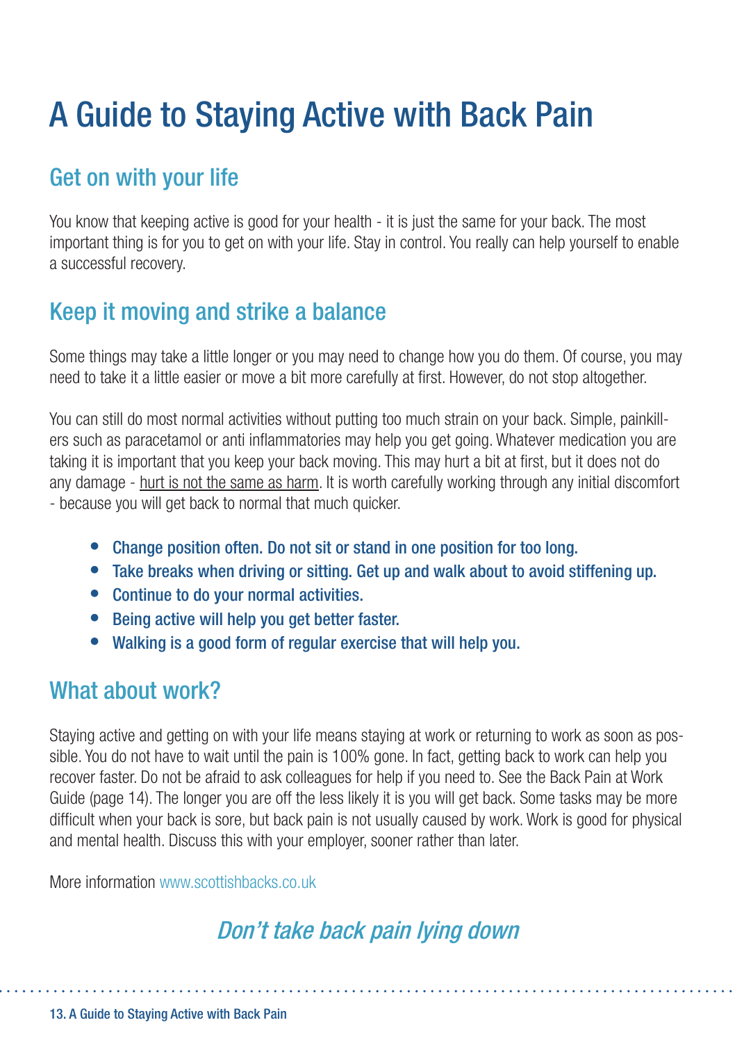# A Guide to Staying Active with Back Pain

## Get on with your life

You know that keeping active is good for your health - it is just the same for your back. The most important thing is for you to get on with your life. Stay in control. You really can help yourself to enable a successful recovery.

## Keep it moving and strike a balance

Some things may take a little longer or you may need to change how you do them. Of course, you may need to take it a little easier or move a bit more carefully at first. However, do not stop altogether.

You can still do most normal activities without putting too much strain on your back. Simple, painkillers such as paracetamol or anti inflammatories may help you get going. Whatever medication you are taking it is important that you keep your back moving. This may hurt a bit at first, but it does not do any damage - <u>hurt is not the same as harm</u>. It is worth carefully working through any initial discomfort - because you will get back to normal that much quicker.

- **Change position often. Do not sit or stand in one position for too long.**
- **Take breaks when driving or sitting. Get up and walk about to avoid stiffening up.**
- **Continue to do your normal activities.**
- **Being active will help you get better faster.**
- **Walking is a good form of regular exercise that will help you.**

## What about work?

Staying active and getting on with your life means staying at work or returning to work as soon as possible. You do not have to wait until the pain is 100% gone. In fact, getting back to work can help you recover faster. Do not be afraid to ask colleagues for help if you need to. See the Back Pain at Work Guide (page 14). The longer you are off the less likely it is you will get back. Some tasks may be more difficult when your back is sore, but back pain is not usually caused by work. Work is good for physical and mental health. Discuss this with your employer, sooner rather than later.

More information www.scottishbacks.co.uk

*Don't take back pain lying down*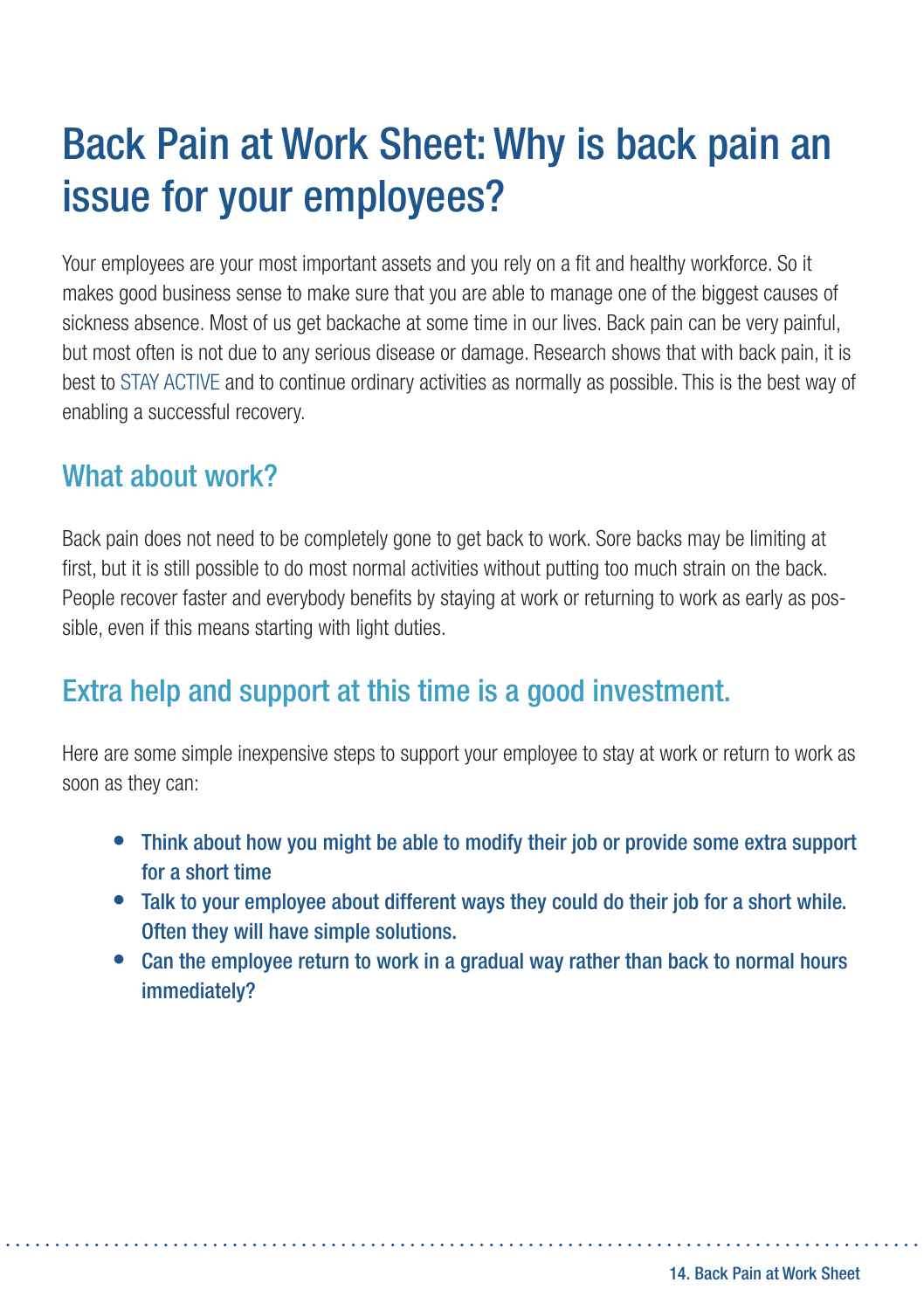# Back Pain at Work Sheet: Why is back pain an issue for your employees?

Your employees are your most important assets and you rely on a fit and healthy workforce. So it makes good business sense to make sure that you are able to manage one of the biggest causes of sickness absence. Most of us get backache at some time in our lives. Back pain can be very painful, but most often is not due to any serious disease or damage. Research shows that with back pain, it is best to STAY ACTIVE and to continue ordinary activities as normally as possible. This is the best way of enabling a successful recovery.

## What about work?

Back pain does not need to be completely gone to get back to work. Sore backs may be limiting at first, but it is still possible to do most normal activities without putting too much strain on the back. People recover faster and everybody benefits by staying at work or returning to work as early as possible, even if this means starting with light duties.

## Extra help and support at this time is a good investment.

Here are some simple inexpensive steps to support your employee to stay at work or return to work as soon as they can:

- **Think about how you might be able to modify their job or provide some extra support for a short time**
- **Talk to your employee about different ways they could do their job for a short while. Often they will have simple solutions.**
- **Can the employee return to work in a gradual way rather than back to normal hours immediately?**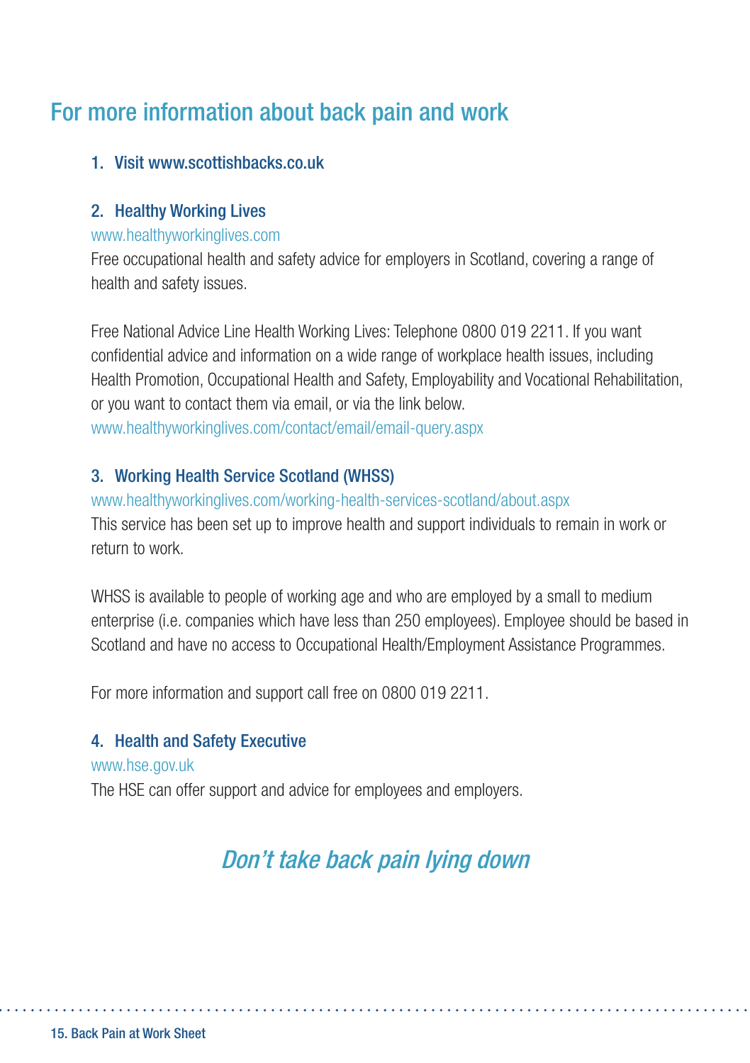## For more information about back pain and work

### 1. Visit www.scottishbacks.co.uk

### 2. Healthy Working Lives

www.healthyworkinglives.com

Free occupational health and safety advice for employers in Scotland, covering a range of health and safety issues.

Free National Advice Line Health Working Lives: Telephone 0800 019 2211. If you want confidential advice and information on a wide range of workplace health issues, including Health Promotion, Occupational Health and Safety, Employability and Vocational Rehabilitation, or you want to contact them via email, or via the link below.
www.healthyworkinglives.com/contact/email/email-query.aspx

### 3. Working Health Service Scotland (WHSS)

www.healthyworkinglives.com/working-health-services-scotland/about.aspx

This service has been set up to improve health and support individuals to remain in work or return to work.

WHSS is available to people of working age and who are employed by a small to medium enterprise (i.e. companies which have less than 250 employees). Employee should be based in Scotland and have no access to Occupational Health/Employment Assistance Programmes.

For more information and support call free on 0800 019 2211.

### 4. Health and Safety Executive

www.hse.gov.uk

The HSE can offer support and advice for employees and employers.

*Don't take back pain lying down*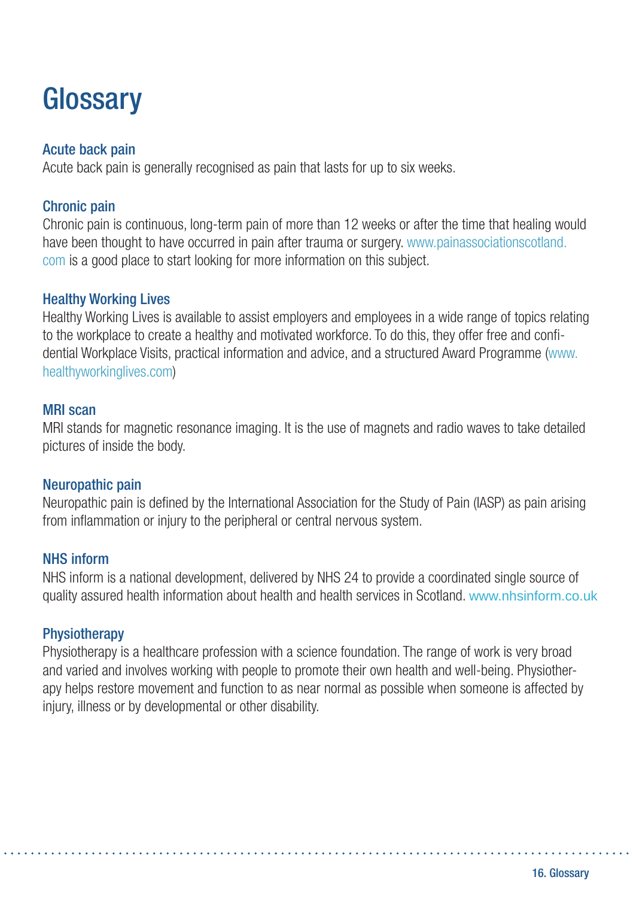# Glossary

### Acute back pain

Acute back pain is generally recognised as pain that lasts for up to six weeks.

### Chronic pain

Chronic pain is continuous, long-term pain of more than 12 weeks or after the time that healing would have been thought to have occurred in pain after trauma or surgery. www.painassociationscotland.com is a good place to start looking for more information on this subject.

### Healthy Working Lives

Healthy Working Lives is available to assist employers and employees in a wide range of topics relating to the workplace to create a healthy and motivated workforce. To do this, they offer free and confidential Workplace Visits, practical information and advice, and a structured Award Programme (www.healthyworkinglives.com)

### MRI scan

MRI stands for magnetic resonance imaging. It is the use of magnets and radio waves to take detailed pictures of inside the body.

### Neuropathic pain

Neuropathic pain is defined by the International Association for the Study of Pain (IASP) as pain arising from inflammation or injury to the peripheral or central nervous system.

### NHS inform

NHS inform is a national development, delivered by NHS 24 to provide a coordinated single source of quality assured health information about health and health services in Scotland. www.nhsinform.co.uk

### Physiotherapy

Physiotherapy is a healthcare profession with a science foundation. The range of work is very broad and varied and involves working with people to promote their own health and well-being. Physiotherapy helps restore movement and function to as near normal as possible when someone is affected by injury, illness or by developmental or other disability.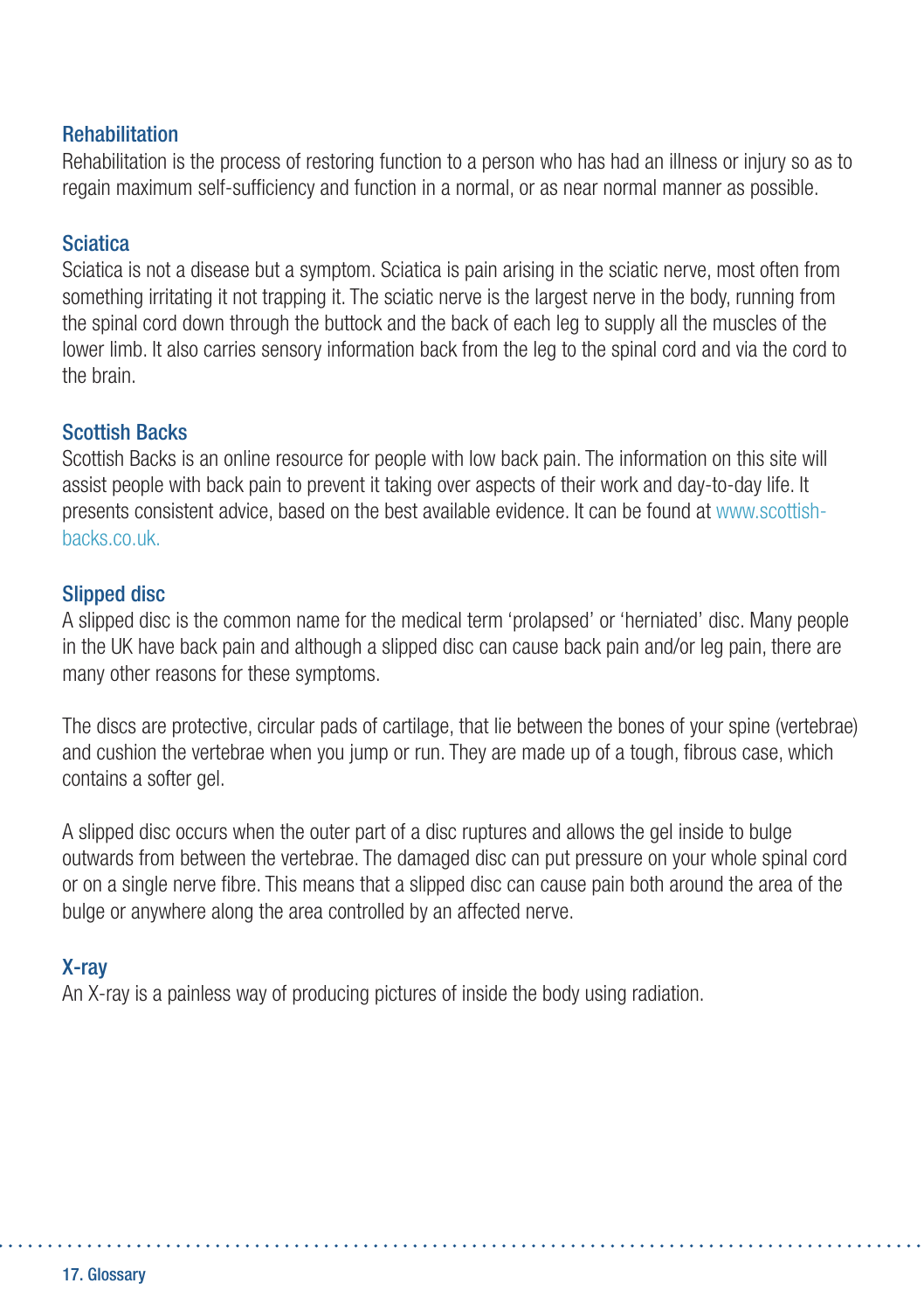### Rehabilitation

Rehabilitation is the process of restoring function to a person who has had an illness or injury so as to regain maximum self-sufficiency and function in a normal, or as near normal manner as possible.

### Sciatica

Sciatica is not a disease but a symptom. Sciatica is pain arising in the sciatic nerve, most often from something irritating it not trapping it. The sciatic nerve is the largest nerve in the body, running from the spinal cord down through the buttock and the back of each leg to supply all the muscles of the lower limb. It also carries sensory information back from the leg to the spinal cord and via the cord to the brain.

### Scottish Backs

Scottish Backs is an online resource for people with low back pain. The information on this site will assist people with back pain to prevent it taking over aspects of their work and day-to-day life. It presents consistent advice, based on the best available evidence. It can be found at www.scottish-backs.co.uk.

### Slipped disc

A slipped disc is the common name for the medical term 'prolapsed' or 'herniated' disc. Many people in the UK have back pain and although a slipped disc can cause back pain and/or leg pain, there are many other reasons for these symptoms.

The discs are protective, circular pads of cartilage, that lie between the bones of your spine (vertebrae) and cushion the vertebrae when you jump or run. They are made up of a tough, fibrous case, which contains a softer gel.

A slipped disc occurs when the outer part of a disc ruptures and allows the gel inside to bulge outwards from between the vertebrae. The damaged disc can put pressure on your whole spinal cord or on a single nerve fibre. This means that a slipped disc can cause pain both around the area of the bulge or anywhere along the area controlled by an affected nerve.

### X-ray

An X-ray is a painless way of producing pictures of inside the body using radiation.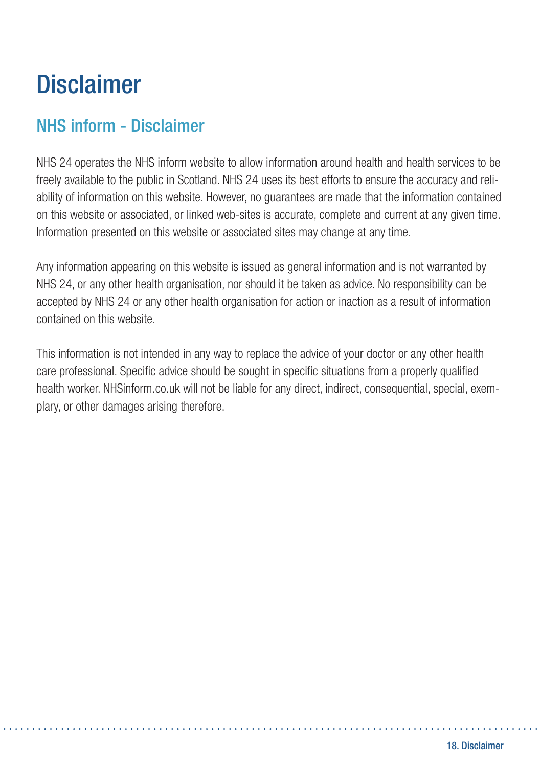# Disclaimer

## NHS inform - Disclaimer

NHS 24 operates the NHS inform website to allow information around health and health services to be freely available to the public in Scotland. NHS 24 uses its best efforts to ensure the accuracy and reliability of information on this website. However, no guarantees are made that the information contained on this website or associated, or linked web-sites is accurate, complete and current at any given time. Information presented on this website or associated sites may change at any time.

Any information appearing on this website is issued as general information and is not warranted by NHS 24, or any other health organisation, nor should it be taken as advice. No responsibility can be accepted by NHS 24 or any other health organisation for action or inaction as a result of information contained on this website.

This information is not intended in any way to replace the advice of your doctor or any other health care professional. Specific advice should be sought in specific situations from a properly qualified health worker. NHSinform.co.uk will not be liable for any direct, indirect, consequential, special, exemplary, or other damages arising therefore.